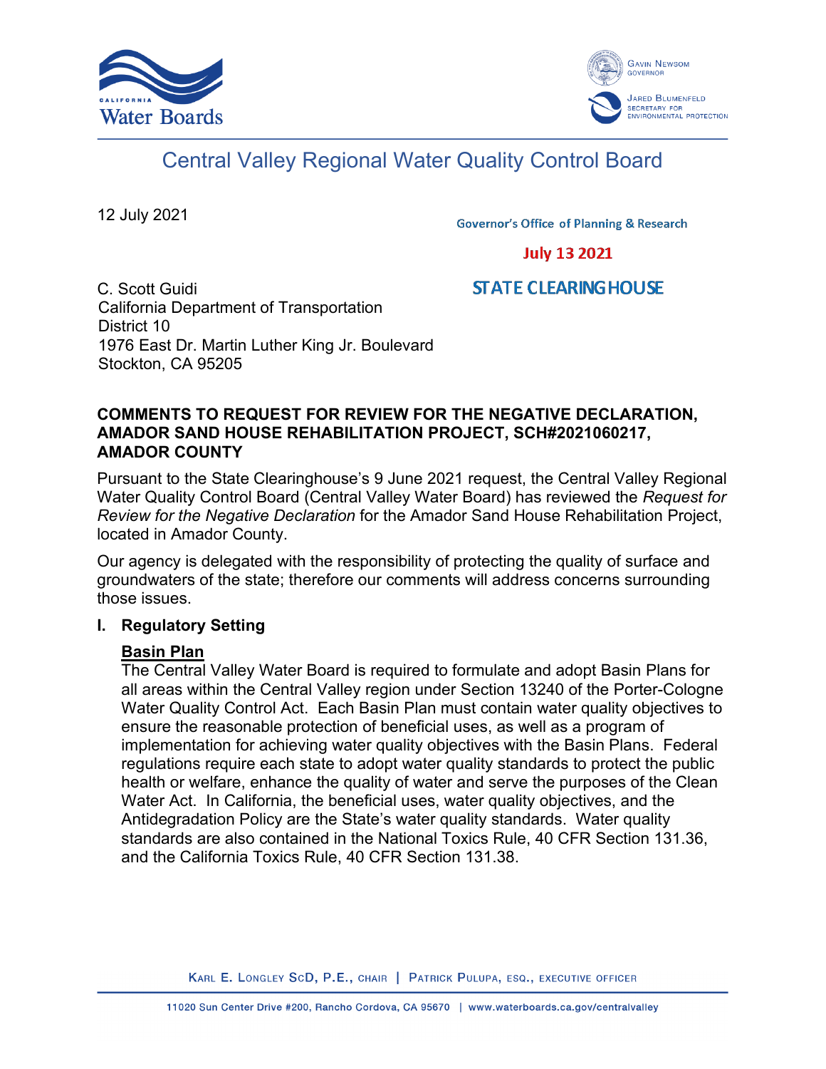# Central Valley Regional Water Quality Control Board

12 July 2021

Governor's Office of Planning & Research

July 13 2021

STATE CLEARINGHOUSE

C. Scott Guidi
California Department of Transportation
District 10
1976 East Dr. Martin Luther King Jr. Boulevard
Stockton, CA 95205

**COMMENTS TO REQUEST FOR REVIEW FOR THE NEGATIVE DECLARATION, AMADOR SAND HOUSE REHABILITATION PROJECT, SCH#2021060217, AMADOR COUNTY**

Pursuant to the State Clearinghouse's 9 June 2021 request, the Central Valley Regional Water Quality Control Board (Central Valley Water Board) has reviewed the *Request for Review for the Negative Declaration* for the Amador Sand House Rehabilitation Project, located in Amador County.

Our agency is delegated with the responsibility of protecting the quality of surface and groundwaters of the state; therefore our comments will address concerns surrounding those issues.

## I. Regulatory Setting

**<u>Basin Plan</u>**

The Central Valley Water Board is required to formulate and adopt Basin Plans for all areas within the Central Valley region under Section 13240 of the Porter-Cologne Water Quality Control Act. Each Basin Plan must contain water quality objectives to ensure the reasonable protection of beneficial uses, as well as a program of implementation for achieving water quality objectives with the Basin Plans. Federal regulations require each state to adopt water quality standards to protect the public health or welfare, enhance the quality of water and serve the purposes of the Clean Water Act. In California, the beneficial uses, water quality objectives, and the Antidegradation Policy are the State's water quality standards. Water quality standards are also contained in the National Toxics Rule, 40 CFR Section 131.36, and the California Toxics Rule, 40 CFR Section 131.38.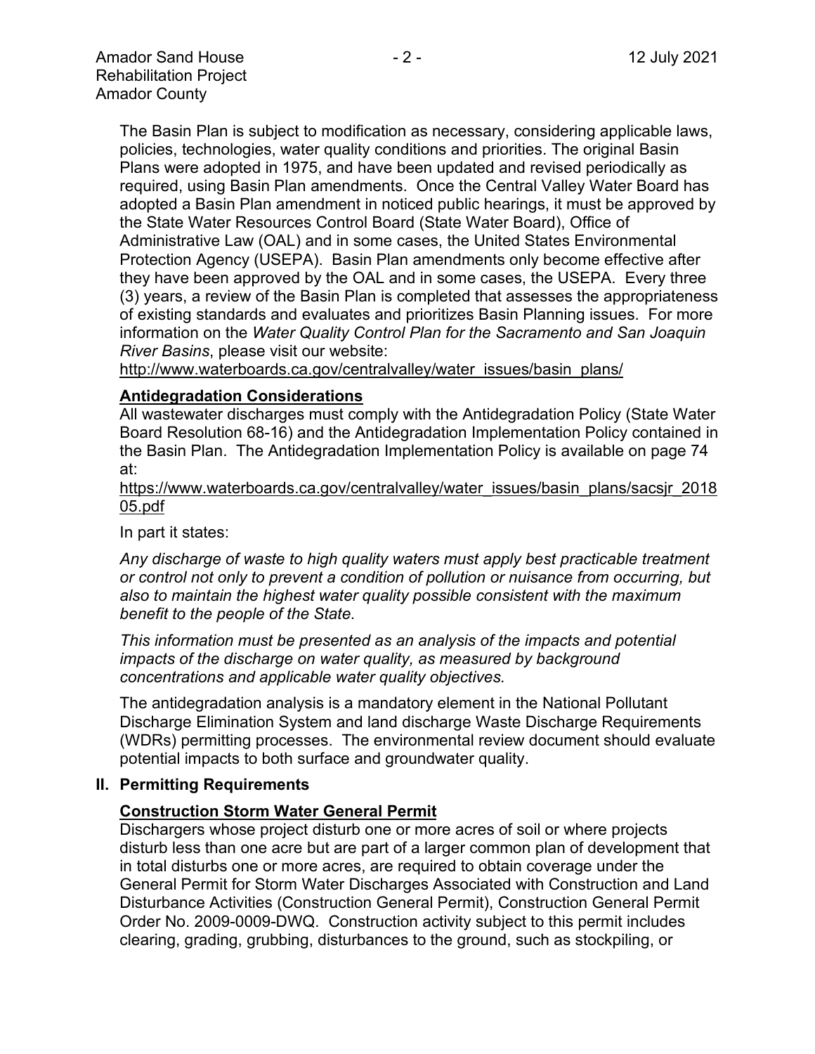The Basin Plan is subject to modification as necessary, considering applicable laws, policies, technologies, water quality conditions and priorities. The original Basin Plans were adopted in 1975, and have been updated and revised periodically as required, using Basin Plan amendments. Once the Central Valley Water Board has adopted a Basin Plan amendment in noticed public hearings, it must be approved by the State Water Resources Control Board (State Water Board), Office of Administrative Law (OAL) and in some cases, the United States Environmental Protection Agency (USEPA). Basin Plan amendments only become effective after they have been approved by the OAL and in some cases, the USEPA. Every three (3) years, a review of the Basin Plan is completed that assesses the appropriateness of existing standards and evaluates and prioritizes Basin Planning issues. For more information on the *Water Quality Control Plan for the Sacramento and San Joaquin River Basins*, please visit our website:
http://www.waterboards.ca.gov/centralvalley/water_issues/basin_plans/

**Antidegradation Considerations**

All wastewater discharges must comply with the Antidegradation Policy (State Water Board Resolution 68-16) and the Antidegradation Implementation Policy contained in the Basin Plan. The Antidegradation Implementation Policy is available on page 74 at:
https://www.waterboards.ca.gov/centralvalley/water_issues/basin_plans/sacsjr_201805.pdf

In part it states:

*Any discharge of waste to high quality waters must apply best practicable treatment or control not only to prevent a condition of pollution or nuisance from occurring, but also to maintain the highest water quality possible consistent with the maximum benefit to the people of the State.*

*This information must be presented as an analysis of the impacts and potential impacts of the discharge on water quality, as measured by background concentrations and applicable water quality objectives.*

The antidegradation analysis is a mandatory element in the National Pollutant Discharge Elimination System and land discharge Waste Discharge Requirements (WDRs) permitting processes. The environmental review document should evaluate potential impacts to both surface and groundwater quality.

## II. Permitting Requirements

**Construction Storm Water General Permit**

Dischargers whose project disturb one or more acres of soil or where projects disturb less than one acre but are part of a larger common plan of development that in total disturbs one or more acres, are required to obtain coverage under the General Permit for Storm Water Discharges Associated with Construction and Land Disturbance Activities (Construction General Permit), Construction General Permit Order No. 2009-0009-DWQ. Construction activity subject to this permit includes clearing, grading, grubbing, disturbances to the ground, such as stockpiling, or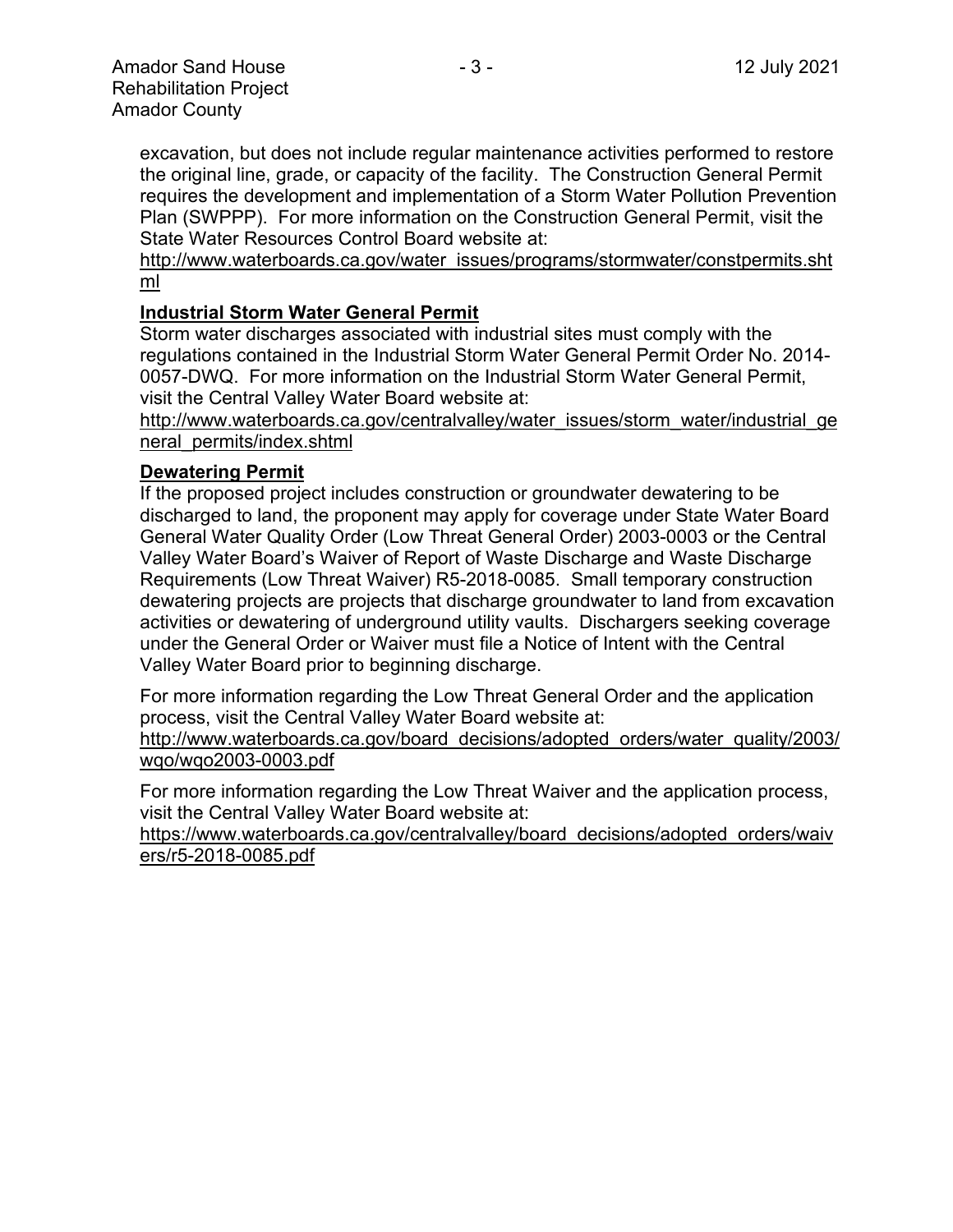excavation, but does not include regular maintenance activities performed to restore the original line, grade, or capacity of the facility. The Construction General Permit requires the development and implementation of a Storm Water Pollution Prevention Plan (SWPPP). For more information on the Construction General Permit, visit the State Water Resources Control Board website at:
http://www.waterboards.ca.gov/water_issues/programs/stormwater/constpermits.shtml

**Industrial Storm Water General Permit**

Storm water discharges associated with industrial sites must comply with the regulations contained in the Industrial Storm Water General Permit Order No. 2014-0057-DWQ. For more information on the Industrial Storm Water General Permit, visit the Central Valley Water Board website at:
http://www.waterboards.ca.gov/centralvalley/water_issues/storm_water/industrial_general_permits/index.shtml

**Dewatering Permit**

If the proposed project includes construction or groundwater dewatering to be discharged to land, the proponent may apply for coverage under State Water Board General Water Quality Order (Low Threat General Order) 2003-0003 or the Central Valley Water Board's Waiver of Report of Waste Discharge and Waste Discharge Requirements (Low Threat Waiver) R5-2018-0085. Small temporary construction dewatering projects are projects that discharge groundwater to land from excavation activities or dewatering of underground utility vaults. Dischargers seeking coverage under the General Order or Waiver must file a Notice of Intent with the Central Valley Water Board prior to beginning discharge.

For more information regarding the Low Threat General Order and the application process, visit the Central Valley Water Board website at:
http://www.waterboards.ca.gov/board_decisions/adopted_orders/water_quality/2003/wqo/wqo2003-0003.pdf

For more information regarding the Low Threat Waiver and the application process, visit the Central Valley Water Board website at:
https://www.waterboards.ca.gov/centralvalley/board_decisions/adopted_orders/waivers/r5-2018-0085.pdf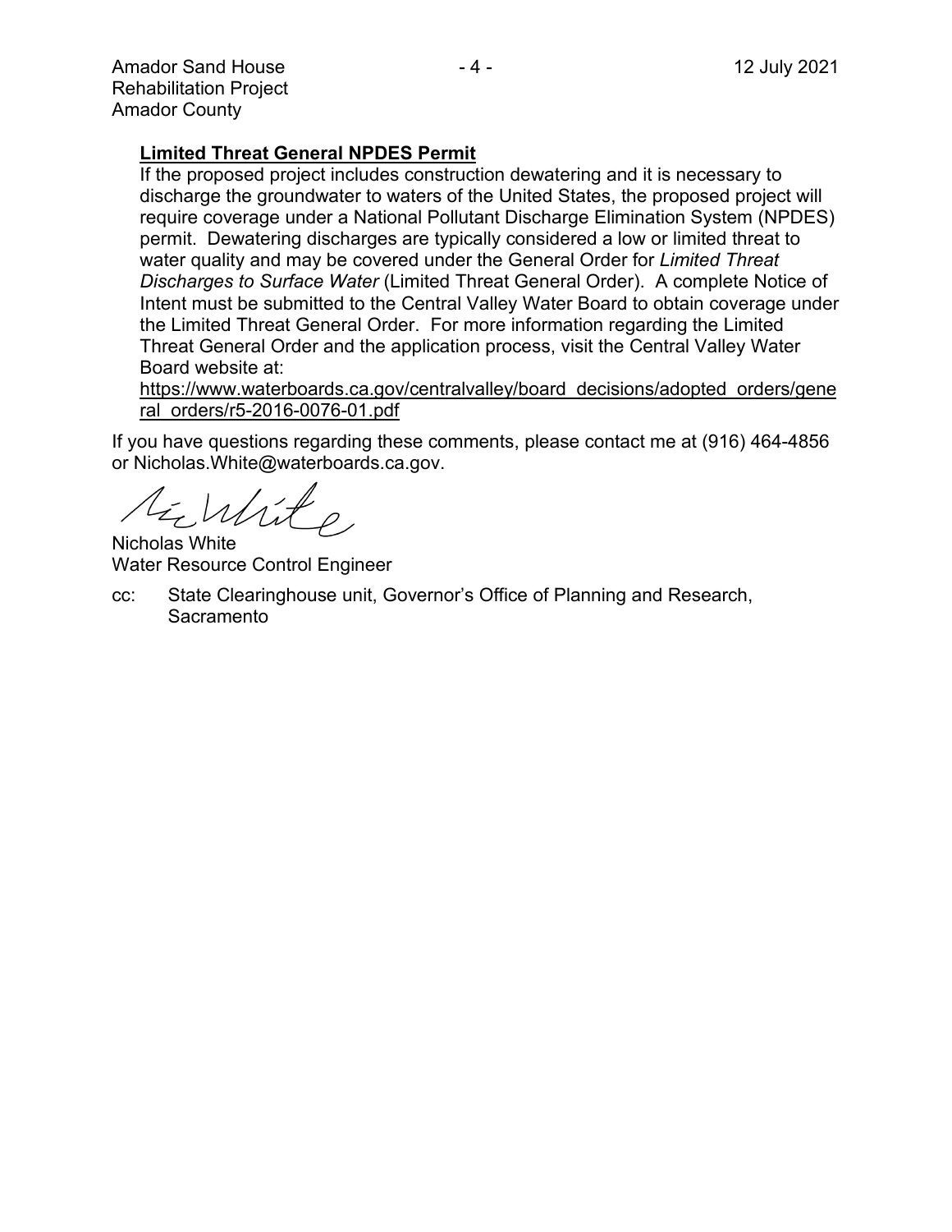**Limited Threat General NPDES Permit**

If the proposed project includes construction dewatering and it is necessary to discharge the groundwater to waters of the United States, the proposed project will require coverage under a National Pollutant Discharge Elimination System (NPDES) permit. Dewatering discharges are typically considered a low or limited threat to water quality and may be covered under the General Order for *Limited Threat Discharges to Surface Water* (Limited Threat General Order). A complete Notice of Intent must be submitted to the Central Valley Water Board to obtain coverage under the Limited Threat General Order. For more information regarding the Limited Threat General Order and the application process, visit the Central Valley Water Board website at:
https://www.waterboards.ca.gov/centralvalley/board_decisions/adopted_orders/general_orders/r5-2016-0076-01.pdf

If you have questions regarding these comments, please contact me at (916) 464-4856 or Nicholas.White@waterboards.ca.gov.

Nicholas White
Water Resource Control Engineer

cc: State Clearinghouse unit, Governor's Office of Planning and Research, Sacramento